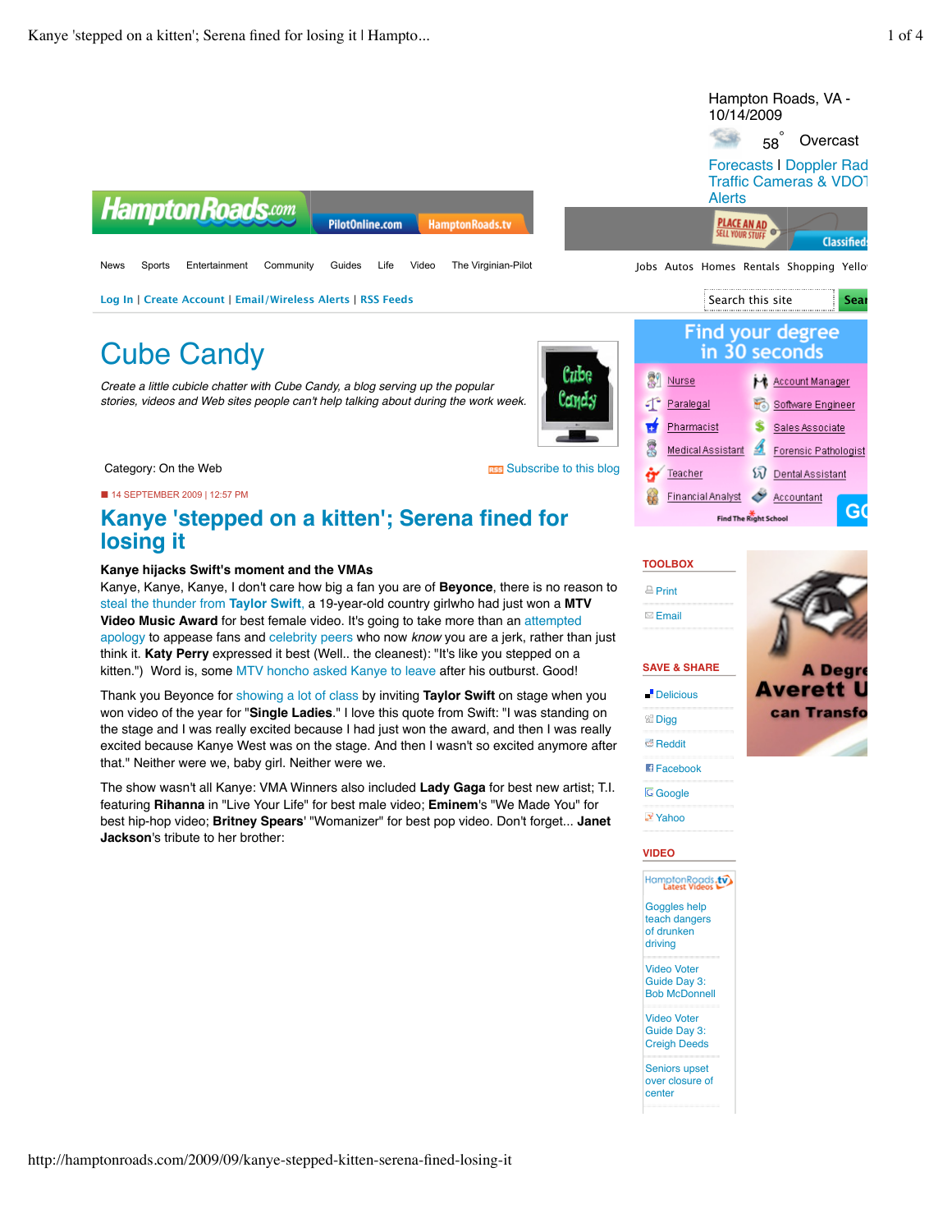Hampton Roads, VA - 10/14/2009

58° Overcast

Forecasts | Doppler Rad
Traffic Cameras & VDOT
Alerts

News Sports Entertainment Community Guides Life Video The Virginian-Pilot

Jobs Autos Homes Rentals Shopping Yello

Log In | Create Account | Email/Wireless Alerts | RSS Feeds

# Cube Candy

*Create a little cubicle chatter with Cube Candy, a blog serving up the popular stories, videos and Web sites people can't help talking about during the work week.*

Category: On the Web

Subscribe to this blog

14 SEPTEMBER 2009 | 12:57 PM

## Kanye 'stepped on a kitten'; Serena fined for losing it

**Kanye hijacks Swift's moment and the VMAs**

Kanye, Kanye, Kanye, I don't care how big a fan you are of **Beyonce**, there is no reason to steal the thunder from **Taylor Swift**, a 19-year-old country girlwho had just won a **MTV Video Music Award** for best female video. It's going to take more than an attempted apology to appease fans and celebrity peers who now *know* you are a jerk, rather than just think it. **Katy Perry** expressed it best (Well.. the cleanest): "It's like you stepped on a kitten.") Word is, some MTV honcho asked Kanye to leave after his outburst. Good!

Thank you Beyonce for showing a lot of class by inviting **Taylor Swift** on stage when you won video of the year for "**Single Ladies**." I love this quote from Swift: "I was standing on the stage and I was really excited because I had just won the award, and then I was really excited because Kanye West was on the stage. And then I wasn't so excited anymore after that." Neither were we, baby girl. Neither were we.

The show wasn't all Kanye: VMA Winners also included **Lady Gaga** for best new artist; T.I. featuring **Rihanna** in "Live Your Life" for best male video; **Eminem**'s "We Made You" for best hip-hop video; **Britney Spears**' "Womanizer" for best pop video. Don't forget... **Janet Jackson**'s tribute to her brother:

**TOOLBOX**

- Print
- Email

**SAVE & SHARE**

- Delicious
- Digg
- Reddit
- Facebook
- Google
- Yahoo

**VIDEO**

- Goggles help teach dangers of drunken driving
- Video Voter Guide Day 3: Bob McDonnell
- Video Voter Guide Day 3: Creigh Deeds
- Seniors upset over closure of center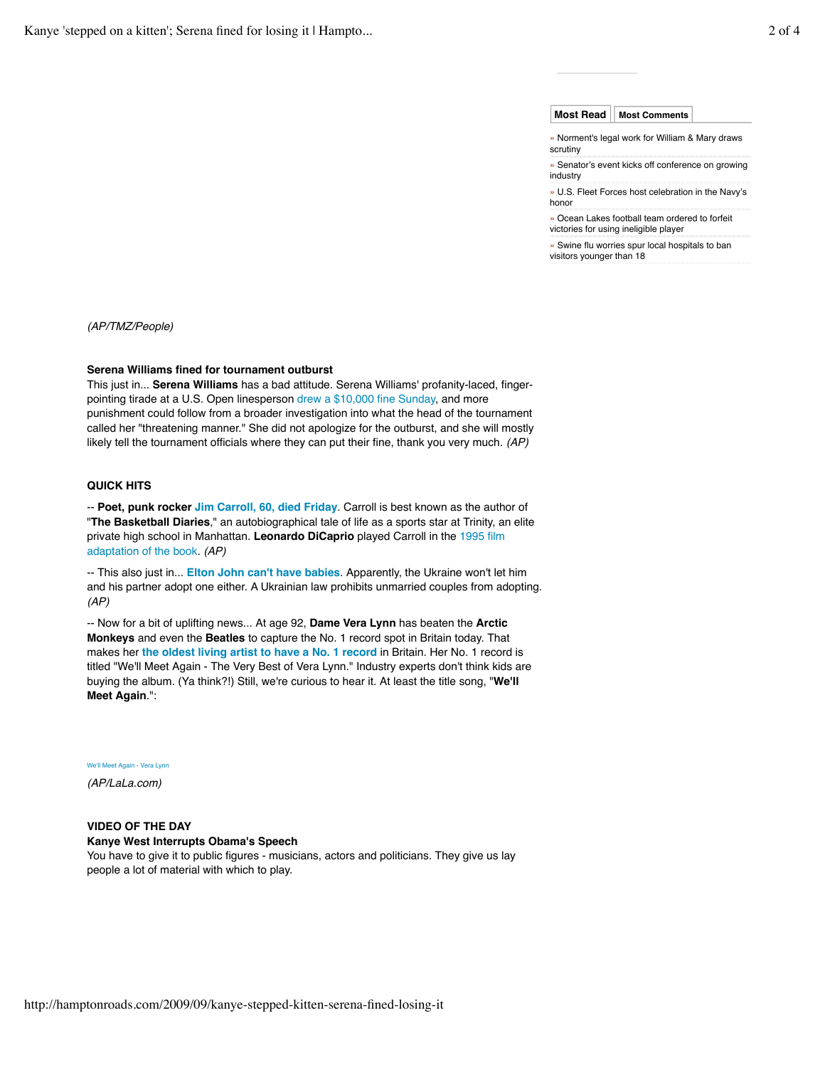Most Read | Most Comments

» Norment's legal work for William & Mary draws scrutiny

» Senator's event kicks off conference on growing industry

» U.S. Fleet Forces host celebration in the Navy's honor

» Ocean Lakes football team ordered to forfeit victories for using ineligible player

» Swine flu worries spur local hospitals to ban visitors younger than 18

*(AP/TMZ/People)*

**Serena Williams fined for tournament outburst**

This just in... **Serena Williams** has a bad attitude. Serena Williams' profanity-laced, finger-pointing tirade at a U.S. Open linesperson drew a $10,000 fine Sunday, and more punishment could follow from a broader investigation into what the head of the tournament called her "threatening manner." She did not apologize for the outburst, and she will mostly likely tell the tournament officials where they can put their fine, thank you very much. *(AP)*

**QUICK HITS**

-- **Poet, punk rocker** **Jim Carroll, 60, died Friday**. Carroll is best known as the author of "**The Basketball Diaries**," an autobiographical tale of life as a sports star at Trinity, an elite private high school in Manhattan. **Leonardo DiCaprio** played Carroll in the 1995 film adaptation of the book. *(AP)*

-- This also just in... **Elton John can't have babies**. Apparently, the Ukraine won't let him and his partner adopt one either. A Ukrainian law prohibits unmarried couples from adopting. *(AP)*

-- Now for a bit of uplifting news... At age 92, **Dame Vera Lynn** has beaten the **Arctic Monkeys** and even the **Beatles** to capture the No. 1 record spot in Britain today. That makes her **the oldest living artist to have a No. 1 record** in Britain. Her No. 1 record is titled "We'll Meet Again - The Very Best of Vera Lynn." Industry experts don't think kids are buying the album. (Ya think?!) Still, we're curious to hear it. At least the title song, "**We'll Meet Again**.":

We'll Meet Again - Vera Lynn

*(AP/LaLa.com)*

**VIDEO OF THE DAY**

**Kanye West Interrupts Obama's Speech**

You have to give it to public figures - musicians, actors and politicians. They give us lay people a lot of material with which to play.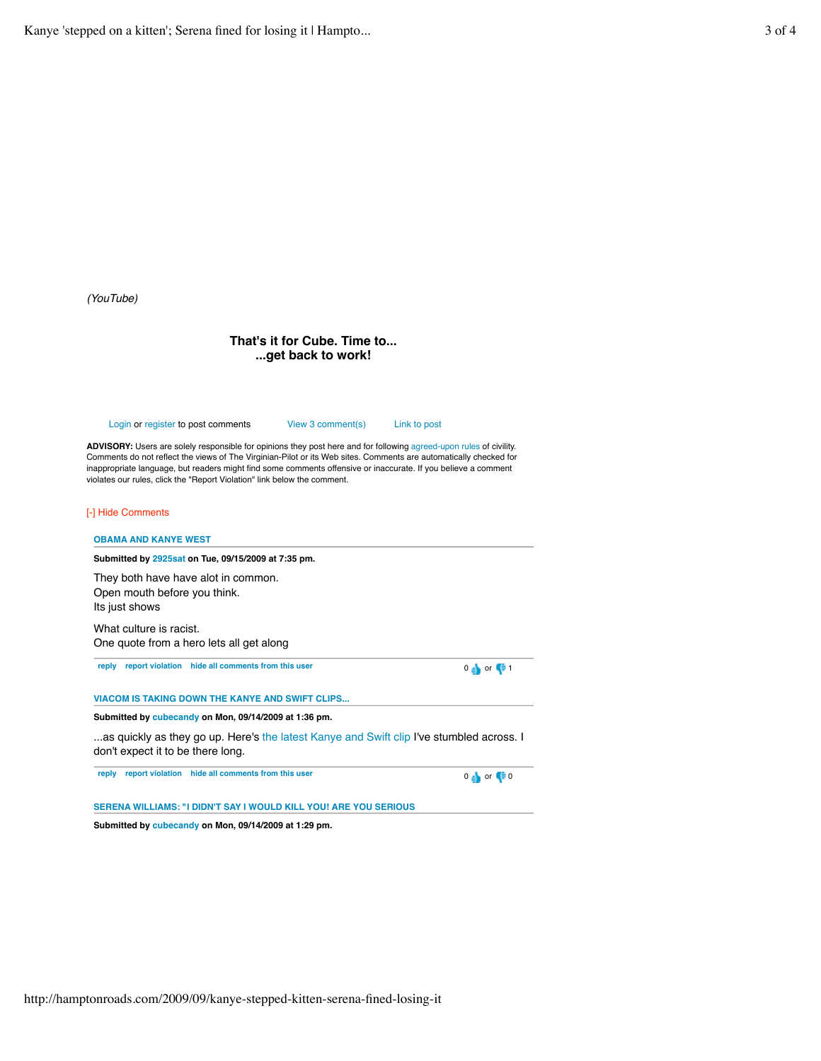*(YouTube)*

**That's it for Cube. Time to...**
**...get back to work!**

Login or register to post comments    View 3 comment(s)    Link to post

**ADVISORY:** Users are solely responsible for opinions they post here and for following agreed-upon rules of civility. Comments do not reflect the views of The Virginian-Pilot or its Web sites. Comments are automatically checked for inappropriate language, but readers might find some comments offensive or inaccurate. If you believe a comment violates our rules, click the "Report Violation" link below the comment.

[-] Hide Comments

### OBAMA AND KANYE WEST

**Submitted by 2925sat on Tue, 09/15/2009 at 7:35 pm.**

They both have have alot in common.
Open mouth before you think.
Its just shows

What culture is racist.
One quote from a hero lets all get along

reply   report violation   hide all comments from this user    0 or 1

### VIACOM IS TAKING DOWN THE KANYE AND SWIFT CLIPS...

**Submitted by cubecandy on Mon, 09/14/2009 at 1:36 pm.**

...as quickly as they go up. Here's the latest Kanye and Swift clip I've stumbled across. I don't expect it to be there long.

reply   report violation   hide all comments from this user    0 or 0

### SERENA WILLIAMS: "I DIDN'T SAY I WOULD KILL YOU! ARE YOU SERIOUS

**Submitted by cubecandy on Mon, 09/14/2009 at 1:29 pm.**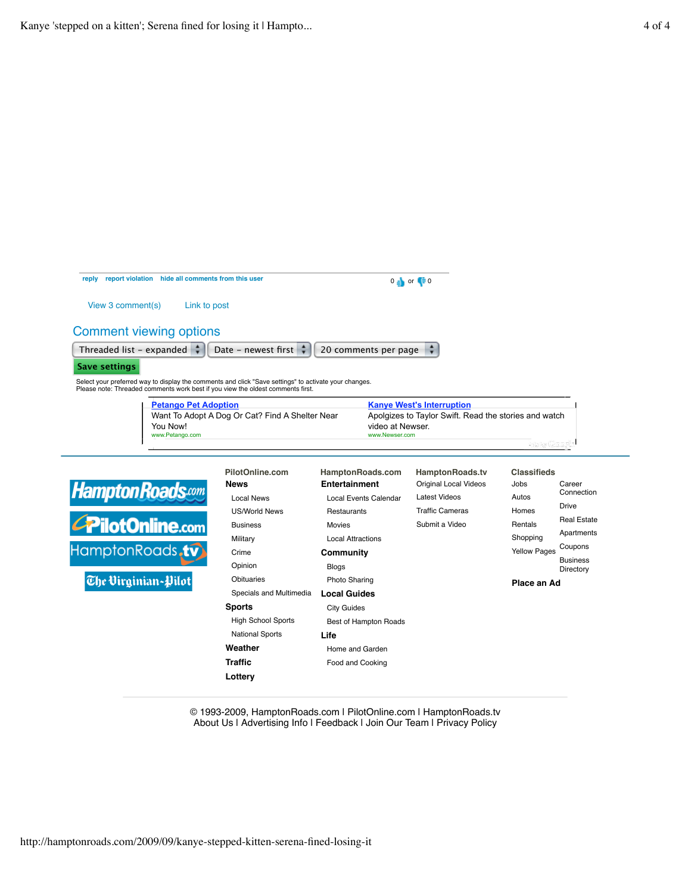reply   report violation   hide all comments from this user

0 or 0

View 3 comment(s)   Link to post

## Comment viewing options

Threaded list - expanded | Date - newest first | 20 comments per page

**Save settings**

Select your preferred way to display the comments and click "Save settings" to activate your changes.
Please note: Threaded comments work best if you view the oldest comments first.

**Petango Pet Adoption**
Want To Adopt A Dog Or Cat? Find A Shelter Near You Now!
www.Petango.com

**Kanye West's Interruption**
Apolgizes to Taylor Swift. Read the stories and watch video at Newser.
www.Newser.com

HamptonRoads.com
PilotOnline.com
HamptonRoads.tv
The Virginian-Pilot

**PilotOnline.com**

**News**
- Local News
- US/World News
- Business
- Military
- Crime
- Opinion
- Obituaries
- Specials and Multimedia

**Sports**
- High School Sports
- National Sports

**Weather**

**Traffic**

**Lottery**

**HamptonRoads.com**

**Entertainment**
- Local Events Calendar
- Restaurants
- Movies
- Local Attractions

**Community**
- Blogs
- Photo Sharing

**Local Guides**
- City Guides
- Best of Hampton Roads

**Life**
- Home and Garden
- Food and Cooking

**HamptonRoads.tv**
- Original Local Videos
- Latest Videos
- Traffic Cameras
- Submit a Video

**Classifieds**
- Jobs
- Autos
- Homes
- Rentals
- Shopping
- Yellow Pages
- Career Connection
- Drive
- Real Estate
- Apartments
- Coupons
- Business Directory

**Place an Ad**

© 1993-2009, HamptonRoads.com | PilotOnline.com | HamptonRoads.tv
About Us | Advertising Info | Feedback | Join Our Team | Privacy Policy